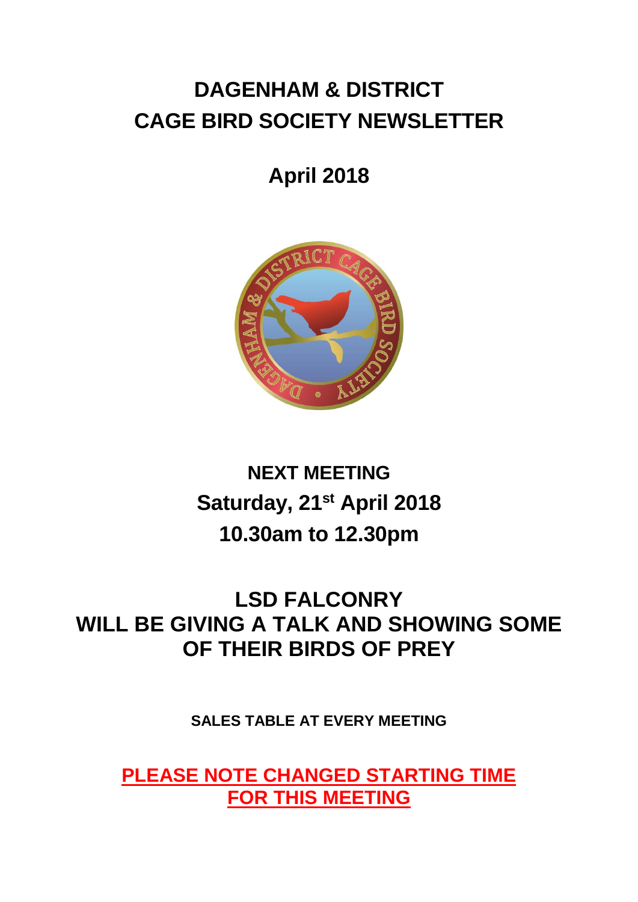# DAGENHAM & DISTRICT CAGE BIRD SOCIETY NEWSLETTER

## April 2018

## NEXT MEETING
## Saturday, 21st April 2018
## 10.30am to 12.30pm

## LSD FALCONRY WILL BE GIVING A TALK AND SHOWING SOME OF THEIR BIRDS OF PREY

**SALES TABLE AT EVERY MEETING**

**PLEASE NOTE CHANGED STARTING TIME FOR THIS MEETING**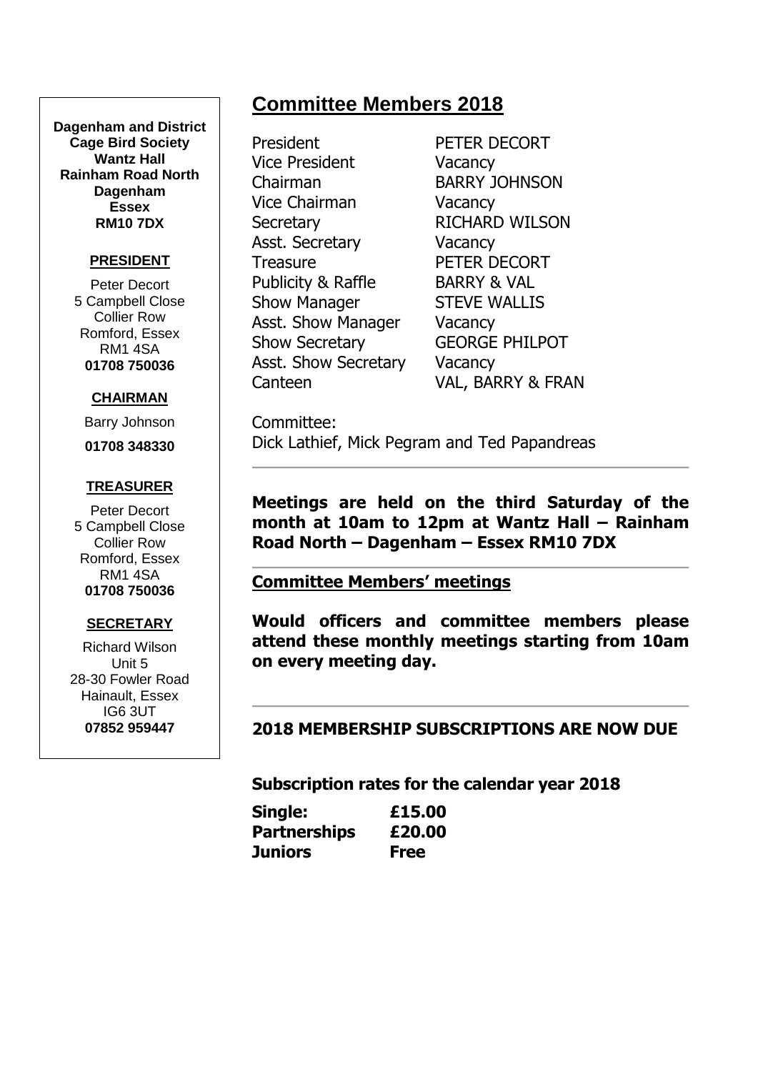**Dagenham and District Cage Bird Society**
**Wantz Hall**
**Rainham Road North**
**Dagenham**
**Essex**
**RM10 7DX**

**PRESIDENT**

Peter Decort
5 Campbell Close
Collier Row
Romford, Essex
RM1 4SA
**01708 750036**

**CHAIRMAN**

Barry Johnson
**01708 348330**

**TREASURER**

Peter Decort
5 Campbell Close
Collier Row
Romford, Essex
RM1 4SA
**01708 750036**

**SECRETARY**

Richard Wilson
Unit 5
28-30 Fowler Road
Hainault, Essex
IG6 3UT
**07852 959447**

## Committee Members 2018

| | |
|---|---|
| President | PETER DECORT |
| Vice President | Vacancy |
| Chairman | BARRY JOHNSON |
| Vice Chairman | Vacancy |
| Secretary | RICHARD WILSON |
| Asst. Secretary | Vacancy |
| Treasure | PETER DECORT |
| Publicity & Raffle | BARRY & VAL |
| Show Manager | STEVE WALLIS |
| Asst. Show Manager | Vacancy |
| Show Secretary | GEORGE PHILPOT |
| Asst. Show Secretary | Vacancy |
| Canteen | VAL, BARRY & FRAN |

Committee:
Dick Lathief, Mick Pegram and Ted Papandreas

---

**Meetings are held on the third Saturday of the month at 10am to 12pm at Wantz Hall – Rainham Road North – Dagenham – Essex RM10 7DX**

---

**Committee Members' meetings**

**Would officers and committee members please attend these monthly meetings starting from 10am on every meeting day.**

---

**2018 MEMBERSHIP SUBSCRIPTIONS ARE NOW DUE**

**Subscription rates for the calendar year 2018**

| | |
|---|---|
| **Single:** | **£15.00** |
| **Partnerships** | **£20.00** |
| **Juniors** | **Free** |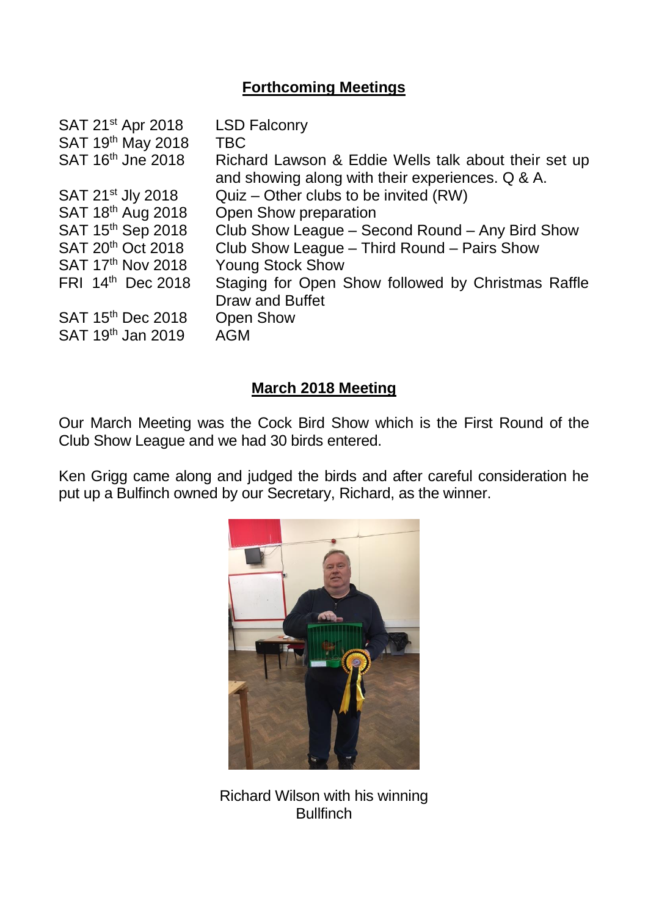## Forthcoming Meetings

| | |
|---|---|
| SAT 21st Apr 2018 | LSD Falconry |
| SAT 19th May 2018 | TBC |
| SAT 16th Jne 2018 | Richard Lawson & Eddie Wells talk about their set up and showing along with their experiences. Q & A. |
| SAT 21st Jly 2018 | Quiz – Other clubs to be invited (RW) |
| SAT 18th Aug 2018 | Open Show preparation |
| SAT 15th Sep 2018 | Club Show League – Second Round – Any Bird Show |
| SAT 20th Oct 2018 | Club Show League – Third Round – Pairs Show |
| SAT 17th Nov 2018 | Young Stock Show |
| FRI 14th Dec 2018 | Staging for Open Show followed by Christmas Raffle Draw and Buffet |
| SAT 15th Dec 2018 | Open Show |
| SAT 19th Jan 2019 | AGM |

## March 2018 Meeting

Our March Meeting was the Cock Bird Show which is the First Round of the Club Show League and we had 30 birds entered.

Ken Grigg came along and judged the birds and after careful consideration he put up a Bulfinch owned by our Secretary, Richard, as the winner.

Richard Wilson with his winning Bullfinch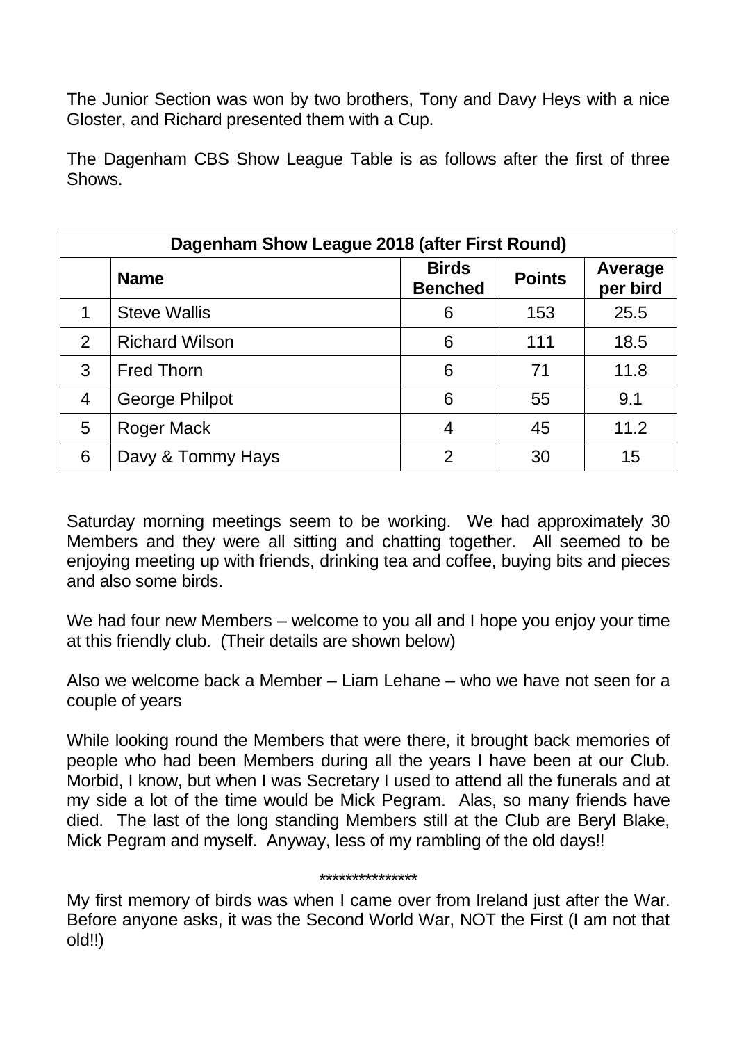The Junior Section was won by two brothers, Tony and Davy Heys with a nice Gloster, and Richard presented them with a Cup.

The Dagenham CBS Show League Table is as follows after the first of three Shows.

| Dagenham Show League 2018 (after First Round) | | | | |
|---|---|---|---|---|
| | **Name** | **Birds Benched** | **Points** | **Average per bird** |
| 1 | Steve Wallis | 6 | 153 | 25.5 |
| 2 | Richard Wilson | 6 | 111 | 18.5 |
| 3 | Fred Thorn | 6 | 71 | 11.8 |
| 4 | George Philpot | 6 | 55 | 9.1 |
| 5 | Roger Mack | 4 | 45 | 11.2 |
| 6 | Davy & Tommy Hays | 2 | 30 | 15 |

Saturday morning meetings seem to be working. We had approximately 30 Members and they were all sitting and chatting together. All seemed to be enjoying meeting up with friends, drinking tea and coffee, buying bits and pieces and also some birds.

We had four new Members – welcome to you all and I hope you enjoy your time at this friendly club. (Their details are shown below)

Also we welcome back a Member – Liam Lehane – who we have not seen for a couple of years

While looking round the Members that were there, it brought back memories of people who had been Members during all the years I have been at our Club. Morbid, I know, but when I was Secretary I used to attend all the funerals and at my side a lot of the time would be Mick Pegram. Alas, so many friends have died. The last of the long standing Members still at the Club are Beryl Blake, Mick Pegram and myself. Anyway, less of my rambling of the old days!!

***************

My first memory of birds was when I came over from Ireland just after the War. Before anyone asks, it was the Second World War, NOT the First (I am not that old!!)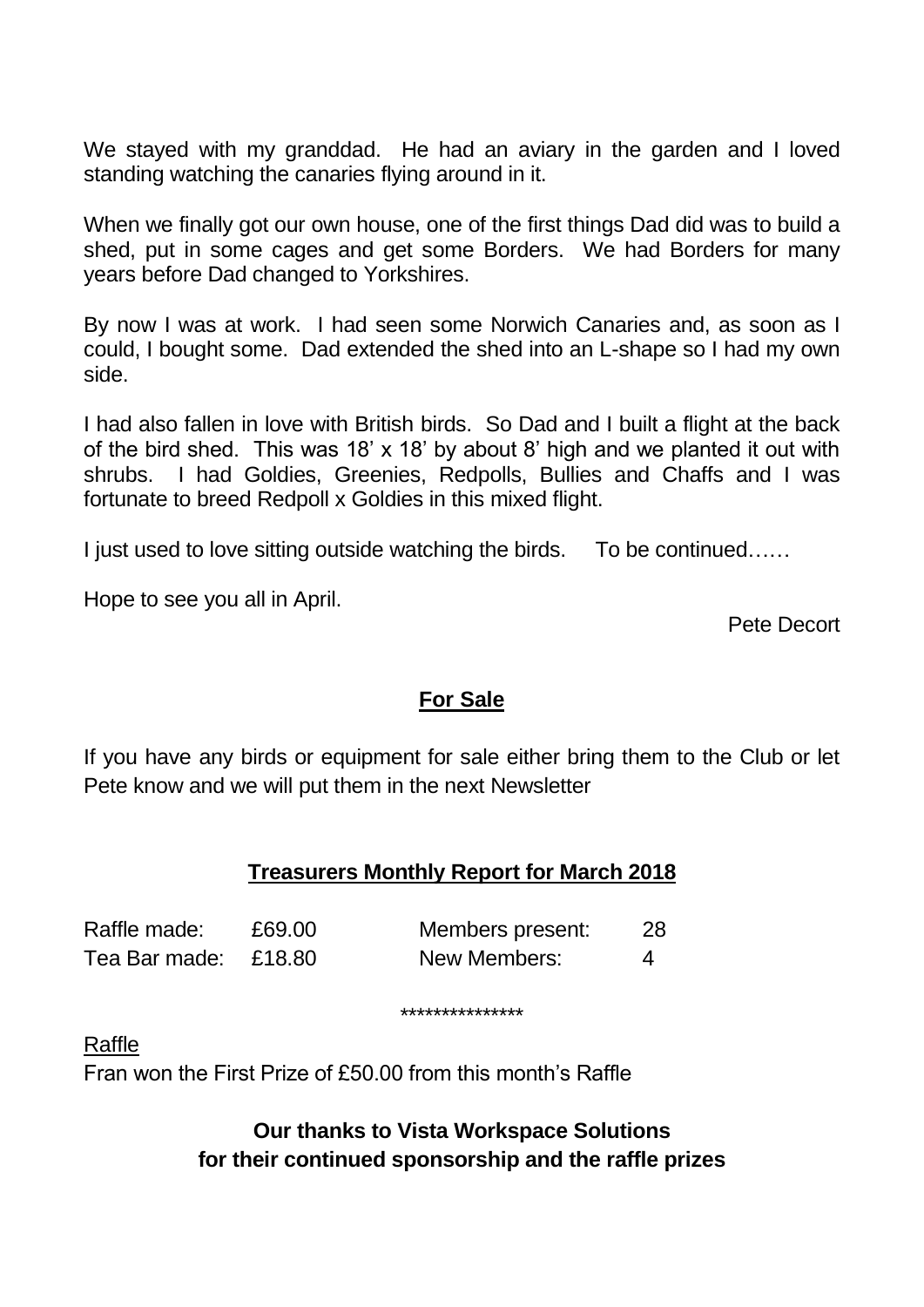We stayed with my granddad. He had an aviary in the garden and I loved standing watching the canaries flying around in it.

When we finally got our own house, one of the first things Dad did was to build a shed, put in some cages and get some Borders. We had Borders for many years before Dad changed to Yorkshires.

By now I was at work. I had seen some Norwich Canaries and, as soon as I could, I bought some. Dad extended the shed into an L-shape so I had my own side.

I had also fallen in love with British birds. So Dad and I built a flight at the back of the bird shed. This was 18' x 18' by about 8' high and we planted it out with shrubs. I had Goldies, Greenies, Redpolls, Bullies and Chaffs and I was fortunate to breed Redpoll x Goldies in this mixed flight.

I just used to love sitting outside watching the birds. To be continued……

Hope to see you all in April.

Pete Decort

## **For Sale**

If you have any birds or equipment for sale either bring them to the Club or let Pete know and we will put them in the next Newsletter

## **Treasurers Monthly Report for March 2018**

| | | | |
|---|---|---|---|
| Raffle made: | £69.00 | Members present: | 28 |
| Tea Bar made: | £18.80 | New Members: | 4 |

***************

Raffle

Fran won the First Prize of £50.00 from this month's Raffle

**Our thanks to Vista Workspace Solutions for their continued sponsorship and the raffle prizes**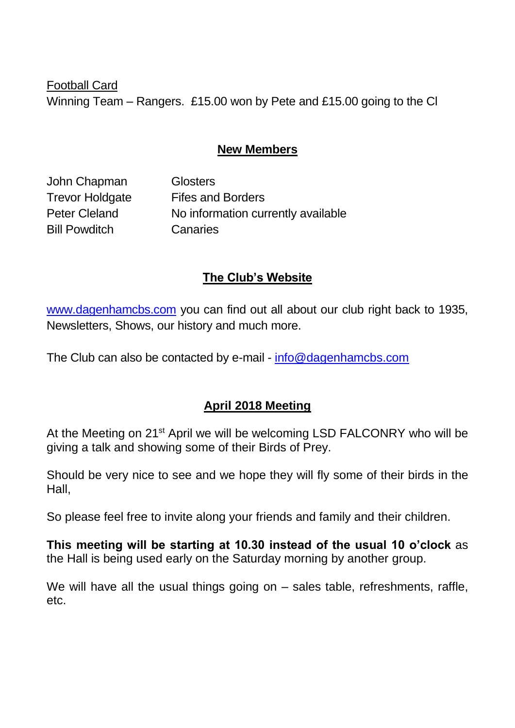Football Card

Winning Team – Rangers.  £15.00 won by Pete and £15.00 going to the Cl

## New Members

| | |
|---|---|
| John Chapman | Glosters |
| Trevor Holdgate | Fifes and Borders |
| Peter Cleland | No information currently available |
| Bill Powditch | Canaries |

## The Club's Website

www.dagenhamcbs.com you can find out all about our club right back to 1935, Newsletters, Shows, our history and much more.

The Club can also be contacted by e-mail - info@dagenhamcbs.com

## April 2018 Meeting

At the Meeting on 21st April we will be welcoming LSD FALCONRY who will be giving a talk and showing some of their Birds of Prey.

Should be very nice to see and we hope they will fly some of their birds in the Hall,

So please feel free to invite along your friends and family and their children.

**This meeting will be starting at 10.30 instead of the usual 10 o'clock** as the Hall is being used early on the Saturday morning by another group.

We will have all the usual things going on – sales table, refreshments, raffle, etc.